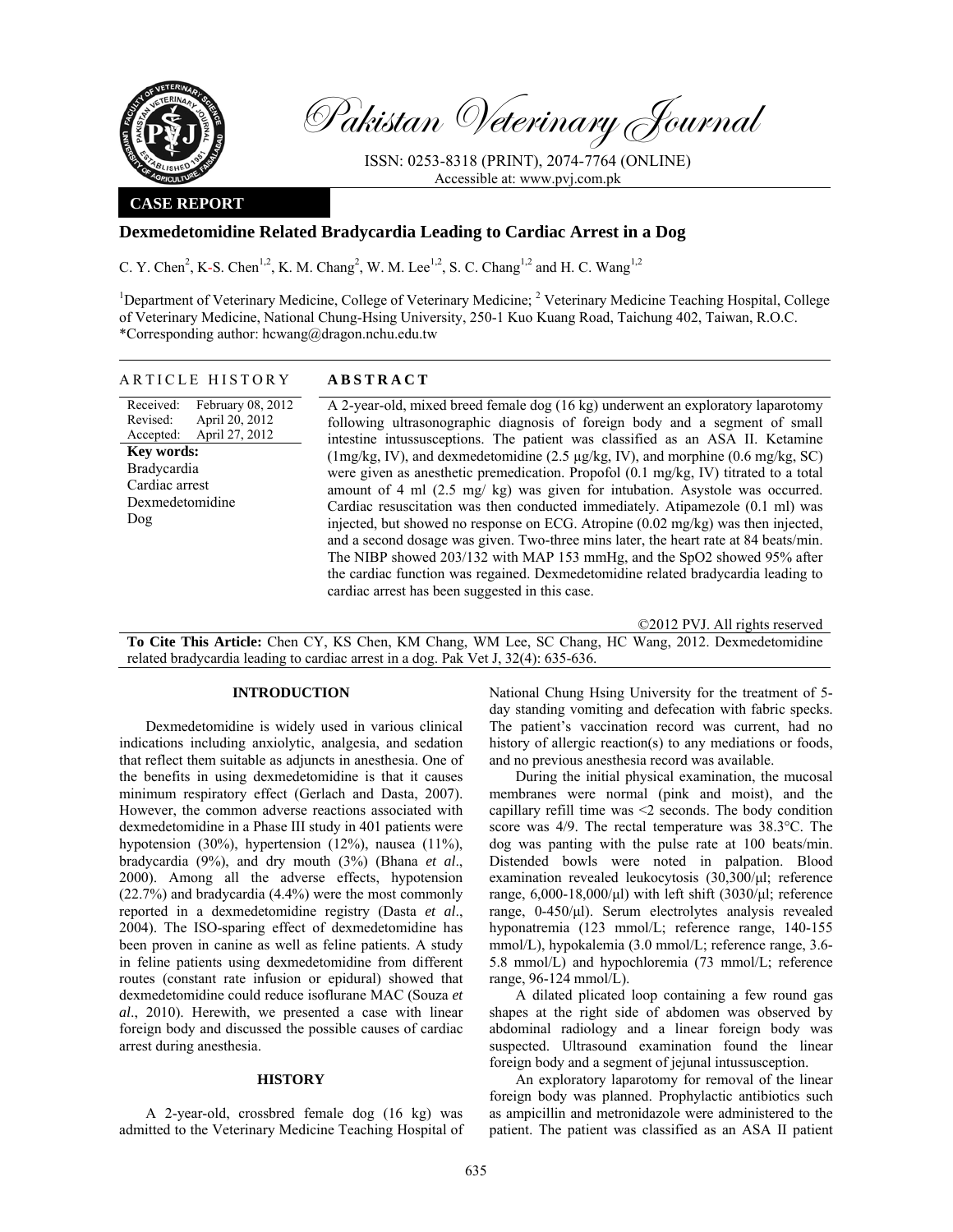# Pakistan Veterinary Journal

ISSN: 0253-8318 (PRINT), 2074-7764 (ONLINE)
Accessible at: www.pvj.com.pk

**CASE REPORT**

## Dexmedetomidine Related Bradycardia Leading to Cardiac Arrest in a Dog

C. Y. Chen[2], K-S. Chen[1,2], K. M. Chang[2], W. M. Lee[1,2], S. C. Chang[1,2] and H. C. Wang[1,2]

[1]Department of Veterinary Medicine, College of Veterinary Medicine; [2] Veterinary Medicine Teaching Hospital, College of Veterinary Medicine, National Chung-Hsing University, 250-1 Kuo Kuang Road, Taichung 402, Taiwan, R.O.C.
*Corresponding author: hcwang@dragon.nchu.edu.tw

### ARTICLE HISTORY

Received: February 08, 2012
Revised: April 20, 2012
Accepted: April 27, 2012

**Key words:**
Bradycardia
Cardiac arrest
Dexmedetomidine
Dog

### ABSTRACT

A 2-year-old, mixed breed female dog (16 kg) underwent an exploratory laparotomy following ultrasonographic diagnosis of foreign body and a segment of small intestine intussusceptions. The patient was classified as an ASA II. Ketamine (1mg/kg, IV), and dexmedetomidine (2.5 µg/kg, IV), and morphine (0.6 mg/kg, SC) were given as anesthetic premedication. Propofol (0.1 mg/kg, IV) titrated to a total amount of 4 ml (2.5 mg/ kg) was given for intubation. Asystole was occurred. Cardiac resuscitation was then conducted immediately. Atipamezole (0.1 ml) was injected, but showed no response on ECG. Atropine (0.02 mg/kg) was then injected, and a second dosage was given. Two-three mins later, the heart rate at 84 beats/min. The NIBP showed 203/132 with MAP 153 mmHg, and the SpO2 showed 95% after the cardiac function was regained. Dexmedetomidine related bradycardia leading to cardiac arrest has been suggested in this case.

©2012 PVJ. All rights reserved

**To Cite This Article:** Chen CY, KS Chen, KM Chang, WM Lee, SC Chang, HC Wang, 2012. Dexmedetomidine related bradycardia leading to cardiac arrest in a dog. Pak Vet J, 32(4): 635-636.

### INTRODUCTION

Dexmedetomidine is widely used in various clinical indications including anxiolytic, analgesia, and sedation that reflect them suitable as adjuncts in anesthesia. One of the benefits in using dexmedetomidine is that it causes minimum respiratory effect (Gerlach and Dasta, 2007). However, the common adverse reactions associated with dexmedetomidine in a Phase III study in 401 patients were hypotension (30%), hypertension (12%), nausea (11%), bradycardia (9%), and dry mouth (3%) (Bhana *et al*., 2000). Among all the adverse effects, hypotension (22.7%) and bradycardia (4.4%) were the most commonly reported in a dexmedetomidine registry (Dasta *et al*., 2004). The ISO-sparing effect of dexmedetomidine has been proven in canine as well as feline patients. A study in feline patients using dexmedetomidine from different routes (constant rate infusion or epidural) showed that dexmedetomidine could reduce isoflurane MAC (Souza *et al*., 2010). Herewith, we presented a case with linear foreign body and discussed the possible causes of cardiac arrest during anesthesia.

### HISTORY

A 2-year-old, crossbred female dog (16 kg) was admitted to the Veterinary Medicine Teaching Hospital of National Chung Hsing University for the treatment of 5-day standing vomiting and defecation with fabric specks. The patient's vaccination record was current, had no history of allergic reaction(s) to any mediations or foods, and no previous anesthesia record was available.

During the initial physical examination, the mucosal membranes were normal (pink and moist), and the capillary refill time was <2 seconds. The body condition score was 4/9. The rectal temperature was 38.3°C. The dog was panting with the pulse rate at 100 beats/min. Distended bowls were noted in palpation. Blood examination revealed leukocytosis (30,300/µl; reference range, 6,000-18,000/µl) with left shift (3030/µl; reference range, 0-450/µl). Serum electrolytes analysis revealed hyponatremia (123 mmol/L; reference range, 140-155 mmol/L), hypokalemia (3.0 mmol/L; reference range, 3.6-5.8 mmol/L) and hypochloremia (73 mmol/L; reference range, 96-124 mmol/L).

A dilated plicated loop containing a few round gas shapes at the right side of abdomen was observed by abdominal radiology and a linear foreign body was suspected. Ultrasound examination found the linear foreign body and a segment of jejunal intussusception.

An exploratory laparotomy for removal of the linear foreign body was planned. Prophylactic antibiotics such as ampicillin and metronidazole were administered to the patient. The patient was classified as an ASA II patient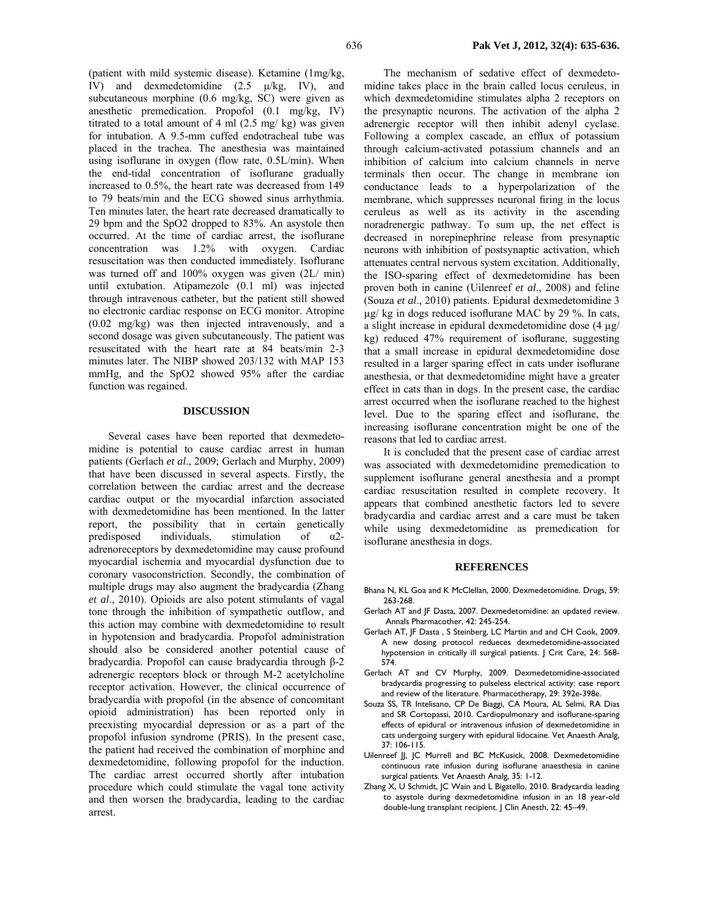(patient with mild systemic disease). Ketamine (1mg/kg, IV) and dexmedetomidine (2.5 μ/kg, IV), and subcutaneous morphine (0.6 mg/kg, SC) were given as anesthetic premedication. Propofol (0.1 mg/kg, IV) titrated to a total amount of 4 ml (2.5 mg/ kg) was given for intubation. A 9.5-mm cuffed endotracheal tube was placed in the trachea. The anesthesia was maintained using isoflurane in oxygen (flow rate, 0.5L/min). When the end-tidal concentration of isoflurane gradually increased to 0.5%, the heart rate was decreased from 149 to 79 beats/min and the ECG showed sinus arrhythmia. Ten minutes later, the heart rate decreased dramatically to 29 bpm and the SpO2 dropped to 83%. An asystole then occurred. At the time of cardiac arrest, the isoflurane concentration was 1.2% with oxygen. Cardiac resuscitation was then conducted immediately. Isoflurane was turned off and 100% oxygen was given (2L/ min) until extubation. Atipamezole (0.1 ml) was injected through intravenous catheter, but the patient still showed no electronic cardiac response on ECG monitor. Atropine (0.02 mg/kg) was then injected intravenously, and a second dosage was given subcutaneously. The patient was resuscitated with the heart rate at 84 beats/min 2-3 minutes later. The NIBP showed 203/132 with MAP 153 mmHg, and the SpO2 showed 95% after the cardiac function was regained.

## DISCUSSION

Several cases have been reported that dexmedetomidine is potential to cause cardiac arrest in human patients (Gerlach *et al*., 2009; Gerlach and Murphy, 2009) that have been discussed in several aspects. Firstly, the correlation between the cardiac arrest and the decrease cardiac output or the myocardial infarction associated with dexmedetomidine has been mentioned. In the latter report, the possibility that in certain genetically predisposed individuals, stimulation of α2-adrenoreceptors by dexmedetomidine may cause profound myocardial ischemia and myocardial dysfunction due to coronary vasoconstriction. Secondly, the combination of multiple drugs may also augment the bradycardia (Zhang *et al*., 2010). Opioids are also potent stimulants of vagal tone through the inhibition of sympathetic outflow, and this action may combine with dexmedetomidine to result in hypotension and bradycardia. Propofol administration should also be considered another potential cause of bradycardia. Propofol can cause bradycardia through β-2 adrenergic receptors block or through M-2 acetylcholine receptor activation. However, the clinical occurrence of bradycardia with propofol (in the absence of concomitant opioid administration) has been reported only in preexisting myocardial depression or as a part of the propofol infusion syndrome (PRIS). In the present case, the patient had received the combination of morphine and dexmedetomidine, following propofol for the induction. The cardiac arrest occurred shortly after intubation procedure which could stimulate the vagal tone activity and then worsen the bradycardia, leading to the cardiac arrest.

The mechanism of sedative effect of dexmedetomidine takes place in the brain called locus ceruleus, in which dexmedetomidine stimulates alpha 2 receptors on the presynaptic neurons. The activation of the alpha 2 adrenergic receptor will then inhibit adenyl cyclase. Following a complex cascade, an efflux of potassium through calcium-activated potassium channels and an inhibition of calcium into calcium channels in nerve terminals then occur. The change in membrane ion conductance leads to a hyperpolarization of the membrane, which suppresses neuronal firing in the locus ceruleus as well as its activity in the ascending noradrenergic pathway. To sum up, the net effect is decreased in norepinephrine release from presynaptic neurons with inhibition of postsynaptic activation, which attenuates central nervous system excitation. Additionally, the ISO-sparing effect of dexmedetomidine has been proven both in canine (Uilenreef *et al*., 2008) and feline (Souza *et al*., 2010) patients. Epidural dexmedetomidine 3 μg/ kg in dogs reduced isoflurane MAC by 29 %. In cats, a slight increase in epidural dexmedetomidine dose (4 μg/ kg) reduced 47% requirement of isoflurane, suggesting that a small increase in epidural dexmedetomidine dose resulted in a larger sparing effect in cats under isoflurane anesthesia, or that dexmedetomidine might have a greater effect in cats than in dogs. In the present case, the cardiac arrest occurred when the isoflurane reached to the highest level. Due to the sparing effect and isoflurane, the increasing isoflurane concentration might be one of the reasons that led to cardiac arrest.

It is concluded that the present case of cardiac arrest was associated with dexmedetomidine premedication to supplement isoflurane general anesthesia and a prompt cardiac resuscitation resulted in complete recovery. It appears that combined anesthetic factors led to severe bradycardia and cardiac arrest and a care must be taken while using dexmedetomidine as premedication for isoflurane anesthesia in dogs.

## REFERENCES

- Bhana N, KL Goa and K McClellan, 2000. Dexmedetomidine. Drugs, 59: 263-268.
- Gerlach AT and JF Dasta, 2007. Dexmedetomidine: an updated review. Annals Pharmacother, 42: 245-254.
- Gerlach AT, JF Dasta , S Steinberg, LC Martin and and CH Cook, 2009. A new dosing protocol redueces dexmedetomidine-associated hypotension in critically ill surgical patients. J Crit Care, 24: 568-574.
- Gerlach AT and CV Murphy, 2009. Dexmedetomidine-associated bradycardia progressing to pulseless electrical activity: case report and review of the literature. Pharmacotherapy, 29: 392e-398e.
- Souza SS, TR Intelisano, CP De Biaggi, CA Moura, AL Selmi, RA Dias and SR Cortopassi, 2010. Cardiopulmonary and isoflurane-sparing effects of epidural or intravenous infusion of dexmedetomidine in cats undergoing surgery with epidural lidocaine. Vet Anaesth Analg, 37: 106-115.
- Uilenreef JJ, JC Murrell and BC McKusick, 2008. Dexmedetomidine continuous rate infusion during isoflurane anaesthesia in canine surgical patients. Vet Anaesth Analg, 35: 1-12.
- Zhang X, U Schmidt, JC Wain and L Bigatello, 2010. Bradycardia leading to asystole during dexmedetomidine infusion in an 18 year-old double-lung transplant recipient. J Clin Anesth, 22: 45–49.